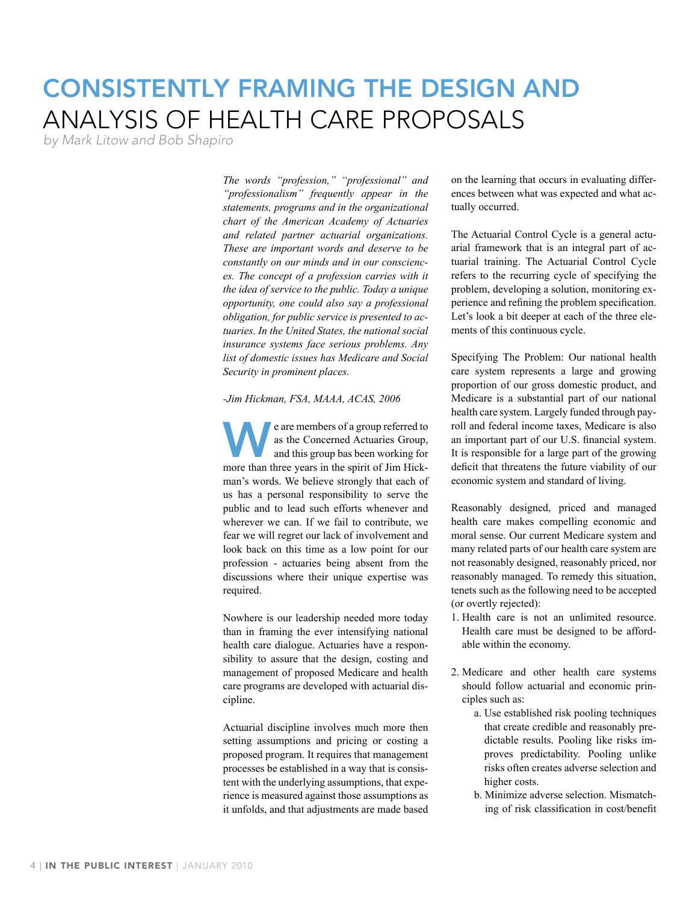# CONSISTENTLY FRAMING THE DESIGN AND ANALYSIS OF HEALTH CARE PROPOSALS

*by Mark Litow and Bob Shapiro*

*The words "profession," "professional" and "professionalism" frequently appear in the statements, programs and in the organizational chart of the American Academy of Actuaries and related partner actuarial organizations. These are important words and deserve to be constantly on our minds and in our consciences. The concept of a profession carries with it the idea of service to the public. Today a unique opportunity, one could also say a professional obligation, for public service is presented to actuaries. In the United States, the national social insurance systems face serious problems. Any list of domestic issues has Medicare and Social Security in prominent places.*

*-Jim Hickman, FSA, MAAA, ACAS, 2006*

We are members of a group referred to as the Concerned Actuaries Group, and this group bas been working for more than three years in the spirit of Jim Hickman's words. We believe strongly that each of us has a personal responsibility to serve the public and to lead such efforts whenever and wherever we can. If we fail to contribute, we fear we will regret our lack of involvement and look back on this time as a low point for our profession - actuaries being absent from the discussions where their unique expertise was required.

Nowhere is our leadership needed more today than in framing the ever intensifying national health care dialogue. Actuaries have a responsibility to assure that the design, costing and management of proposed Medicare and health care programs are developed with actuarial discipline.

Actuarial discipline involves much more then setting assumptions and pricing or costing a proposed program. It requires that management processes be established in a way that is consistent with the underlying assumptions, that experience is measured against those assumptions as it unfolds, and that adjustments are made based on the learning that occurs in evaluating differences between what was expected and what actually occurred.

The Actuarial Control Cycle is a general actuarial framework that is an integral part of actuarial training. The Actuarial Control Cycle refers to the recurring cycle of specifying the problem, developing a solution, monitoring experience and refining the problem specification. Let's look a bit deeper at each of the three elements of this continuous cycle.

Specifying The Problem: Our national health care system represents a large and growing proportion of our gross domestic product, and Medicare is a substantial part of our national health care system. Largely funded through payroll and federal income taxes, Medicare is also an important part of our U.S. financial system. It is responsible for a large part of the growing deficit that threatens the future viability of our economic system and standard of living.

Reasonably designed, priced and managed health care makes compelling economic and moral sense. Our current Medicare system and many related parts of our health care system are not reasonably designed, reasonably priced, nor reasonably managed. To remedy this situation, tenets such as the following need to be accepted (or overtly rejected):

1. Health care is not an unlimited resource. Health care must be designed to be affordable within the economy.

2. Medicare and other health care systems should follow actuarial and economic principles such as:
    a. Use established risk pooling techniques that create credible and reasonably predictable results. Pooling like risks improves predictability. Pooling unlike risks often creates adverse selection and higher costs.
    b. Minimize adverse selection. Mismatching of risk classification in cost/benefit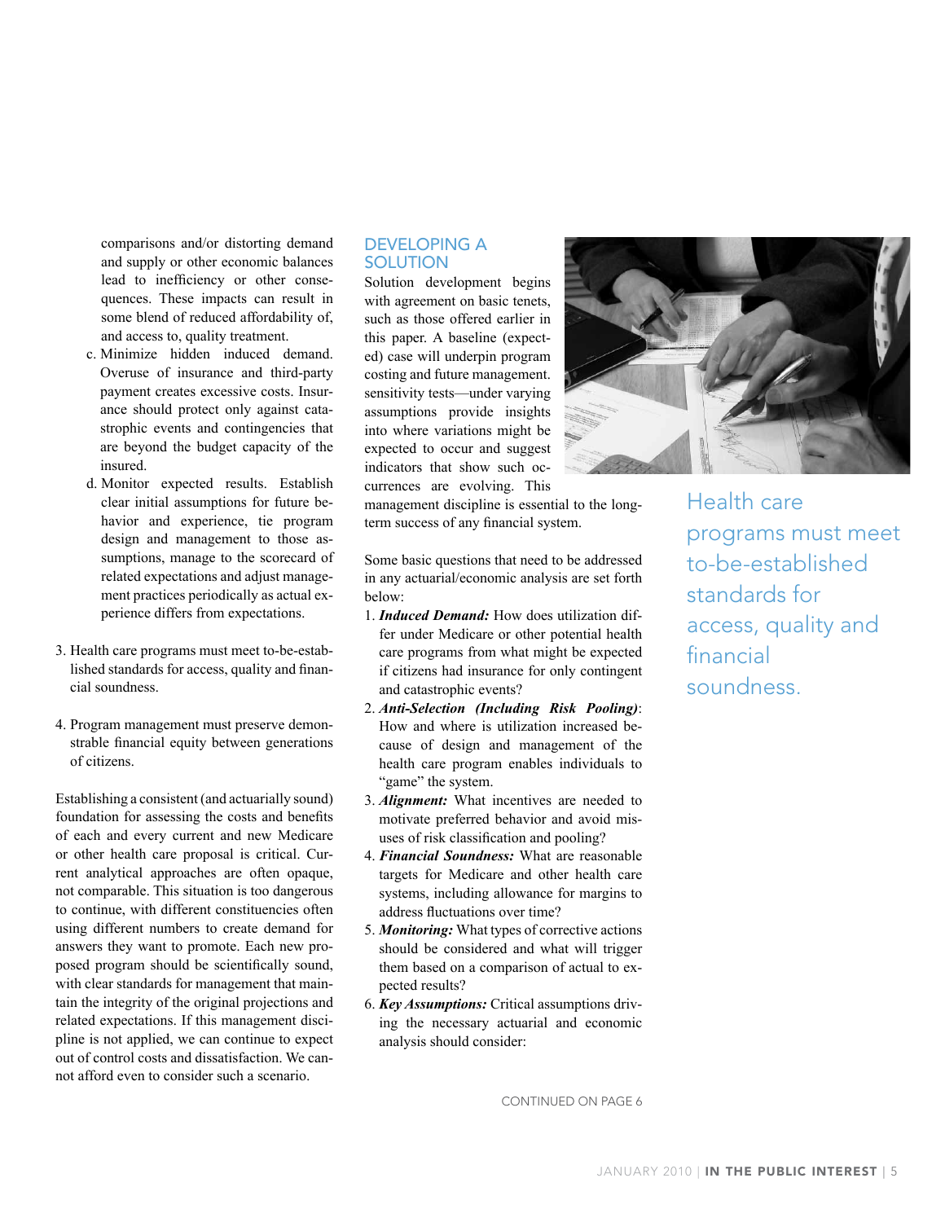comparisons and/or distorting demand and supply or other economic balances lead to inefficiency or other consequences. These impacts can result in some blend of reduced affordability of, and access to, quality treatment.

c. Minimize hidden induced demand. Overuse of insurance and third-party payment creates excessive costs. Insurance should protect only against catastrophic events and contingencies that are beyond the budget capacity of the insured.

d. Monitor expected results. Establish clear initial assumptions for future behavior and experience, tie program design and management to those assumptions, manage to the scorecard of related expectations and adjust management practices periodically as actual experience differs from expectations.

3. Health care programs must meet to-be-established standards for access, quality and financial soundness.

4. Program management must preserve demonstrable financial equity between generations of citizens.

Establishing a consistent (and actuarially sound) foundation for assessing the costs and benefits of each and every current and new Medicare or other health care proposal is critical. Current analytical approaches are often opaque, not comparable. This situation is too dangerous to continue, with different constituencies often using different numbers to create demand for answers they want to promote. Each new proposed program should be scientifically sound, with clear standards for management that maintain the integrity of the original projections and related expectations. If this management discipline is not applied, we can continue to expect out of control costs and dissatisfaction. We cannot afford even to consider such a scenario.

## DEVELOPING A SOLUTION

Solution development begins with agreement on basic tenets, such as those offered earlier in this paper. A baseline (expected) case will underpin program costing and future management. sensitivity tests—under varying assumptions provide insights into where variations might be expected to occur and suggest indicators that show such occurrences are evolving. This management discipline is essential to the long-term success of any financial system.

Some basic questions that need to be addressed in any actuarial/economic analysis are set forth below:

1. ***Induced Demand:*** How does utilization differ under Medicare or other potential health care programs from what might be expected if citizens had insurance for only contingent and catastrophic events?
2. ***Anti-Selection (Including Risk Pooling)***: How and where is utilization increased because of design and management of the health care program enables individuals to "game" the system.
3. ***Alignment:*** What incentives are needed to motivate preferred behavior and avoid misuses of risk classification and pooling?
4. ***Financial Soundness:*** What are reasonable targets for Medicare and other health care systems, including allowance for margins to address fluctuations over time?
5. ***Monitoring:*** What types of corrective actions should be considered and what will trigger them based on a comparison of actual to expected results?
6. ***Key Assumptions:*** Critical assumptions driving the necessary actuarial and economic analysis should consider:

Health care programs must meet to-be-established standards for access, quality and financial soundness.

CONTINUED ON PAGE 6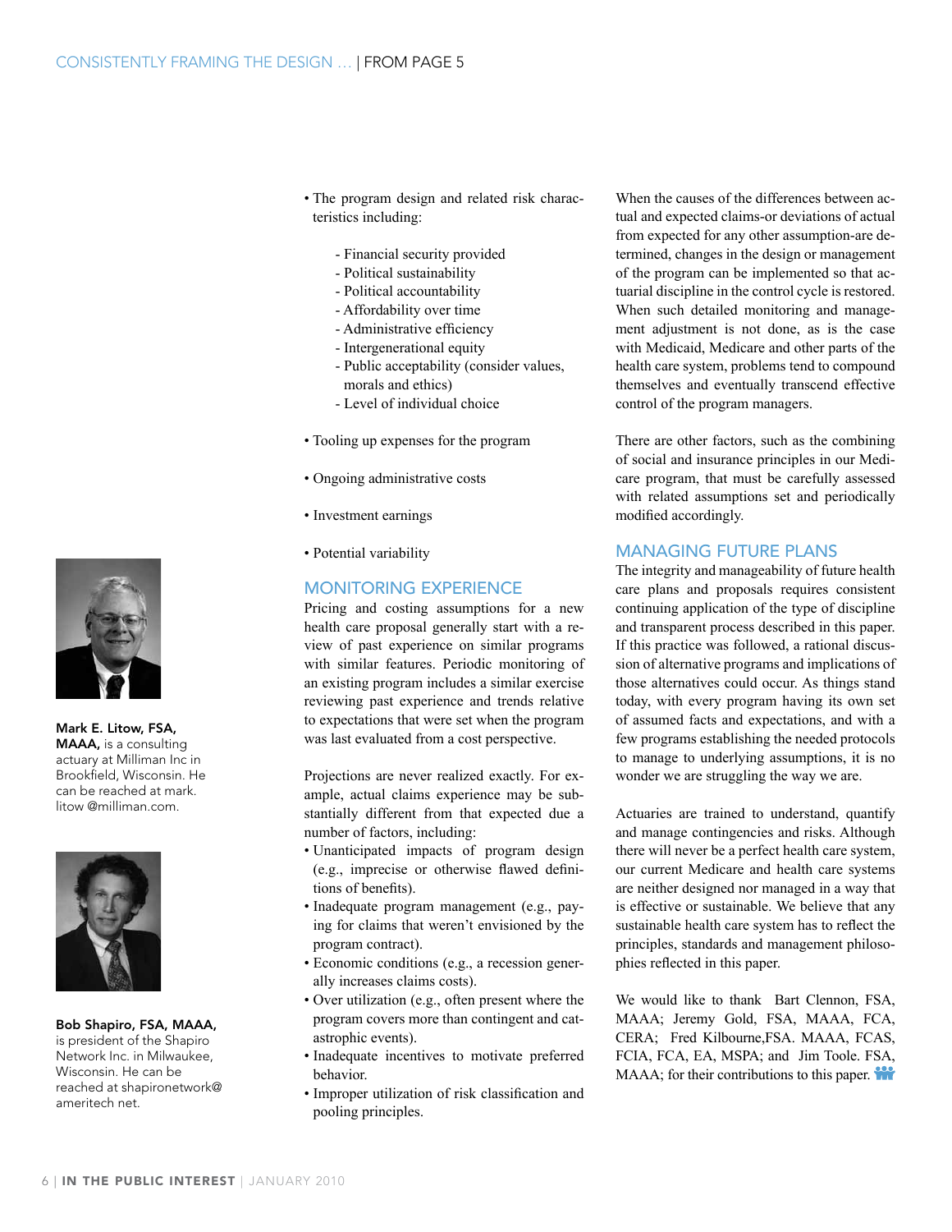CONSISTENTLY FRAMING THE DESIGN … | FROM PAGE 5

- The program design and related risk characteristics including:
  - Financial security provided
  - Political sustainability
  - Political accountability
  - Affordability over time
  - Administrative efficiency
  - Intergenerational equity
  - Public acceptability (consider values, morals and ethics)
  - Level of individual choice
- Tooling up expenses for the program
- Ongoing administrative costs
- Investment earnings
- Potential variability

## MONITORING EXPERIENCE

Pricing and costing assumptions for a new health care proposal generally start with a review of past experience on similar programs with similar features. Periodic monitoring of an existing program includes a similar exercise reviewing past experience and trends relative to expectations that were set when the program was last evaluated from a cost perspective.

Projections are never realized exactly. For example, actual claims experience may be substantially different from that expected due a number of factors, including:

- Unanticipated impacts of program design (e.g., imprecise or otherwise flawed definitions of benefits).
- Inadequate program management (e.g., paying for claims that weren't envisioned by the program contract).
- Economic conditions (e.g., a recession generally increases claims costs).
- Over utilization (e.g., often present where the program covers more than contingent and catastrophic events).
- Inadequate incentives to motivate preferred behavior.
- Improper utilization of risk classification and pooling principles.

When the causes of the differences between actual and expected claims-or deviations of actual from expected for any other assumption-are determined, changes in the design or management of the program can be implemented so that actuarial discipline in the control cycle is restored. When such detailed monitoring and management adjustment is not done, as is the case with Medicaid, Medicare and other parts of the health care system, problems tend to compound themselves and eventually transcend effective control of the program managers.

There are other factors, such as the combining of social and insurance principles in our Medicare program, that must be carefully assessed with related assumptions set and periodically modified accordingly.

## MANAGING FUTURE PLANS

The integrity and manageability of future health care plans and proposals requires consistent continuing application of the type of discipline and transparent process described in this paper. If this practice was followed, a rational discussion of alternative programs and implications of those alternatives could occur. As things stand today, with every program having its own set of assumed facts and expectations, and with a few programs establishing the needed protocols to manage to underlying assumptions, it is no wonder we are struggling the way we are.

Actuaries are trained to understand, quantify and manage contingencies and risks. Although there will never be a perfect health care system, our current Medicare and health care systems are neither designed nor managed in a way that is effective or sustainable. We believe that any sustainable health care system has to reflect the principles, standards and management philosophies reflected in this paper.

We would like to thank Bart Clennon, FSA, MAAA; Jeremy Gold, FSA, MAAA, FCA, CERA; Fred Kilbourne,FSA. MAAA, FCAS, FCIA, FCA, EA, MSPA; and Jim Toole. FSA, MAAA; for their contributions to this paper.

**Mark E. Litow, FSA, MAAA,** is a consulting actuary at Milliman Inc in Brookfield, Wisconsin. He can be reached at mark.litow @milliman.com.

**Bob Shapiro, FSA, MAAA,** is president of the Shapiro Network Inc. in Milwaukee, Wisconsin. He can be reached at shapironetwork@ ameritech net.